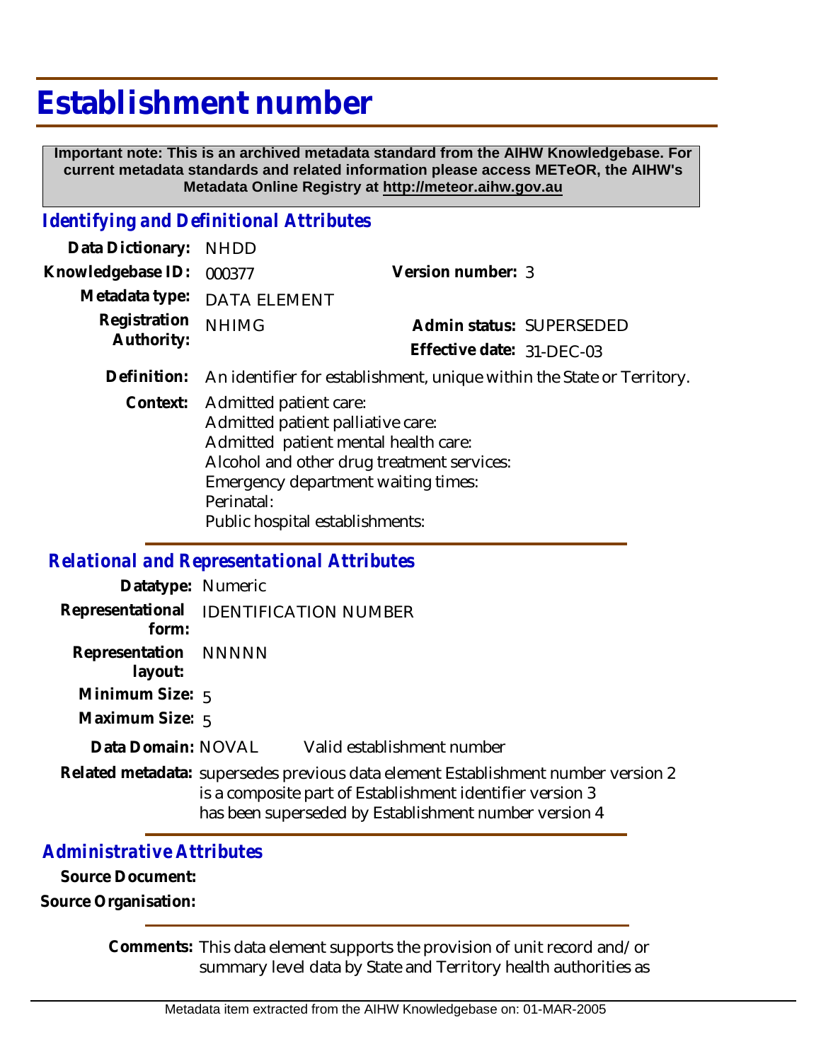# Establishment number

**Important note: This is an archived metadata standard from the AIHW Knowledgebase. For current metadata standards and related information please access METeOR, the AIHW's Metadata Online Registry at http://meteor.aihw.gov.au**

## *Identifying and Definitional Attributes*

**Data Dictionary:** NHDD

**Knowledgebase ID:** 000377

**Version number:** 3

**Metadata type:** DATA ELEMENT

**Registration Authority:** NHIMG

**Admin status:** SUPERSEDED

**Effective date:** 31-DEC-03

**Definition:** An identifier for establishment, unique within the State or Territory.

**Context:** Admitted patient care:
Admitted patient palliative care:
Admitted patient mental health care:
Alcohol and other drug treatment services:
Emergency department waiting times:
Perinatal:
Public hospital establishments:

## *Relational and Representational Attributes*

**Datatype:** Numeric

**Representational form:** IDENTIFICATION NUMBER

**Representation layout:** NNNNN

**Minimum Size:** 5

**Maximum Size:** 5

**Data Domain:** NOVAL Valid establishment number

**Related metadata:** supersedes previous data element Establishment number version 2
is a composite part of Establishment identifier version 3
has been superseded by Establishment number version 4

## *Administrative Attributes*

**Source Document:**

**Source Organisation:**

**Comments:** This data element supports the provision of unit record and/or summary level data by State and Territory health authorities as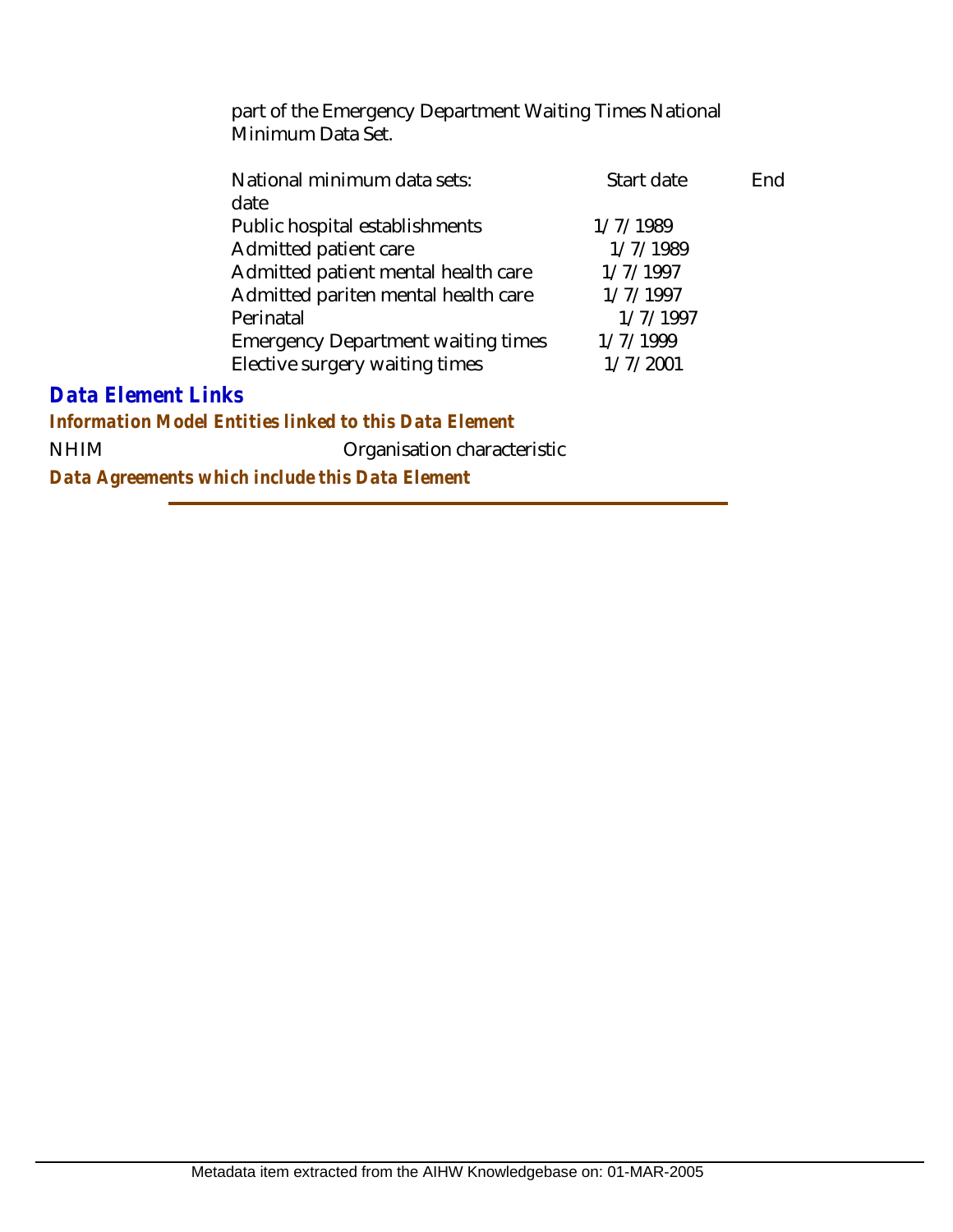part of the Emergency Department Waiting Times National Minimum Data Set.

| National minimum data sets: | Start date | End date |
|---|---|---|
| Public hospital establishments | 1/7/1989 | |
| Admitted patient care | 1/7/1989 | |
| Admitted patient mental health care | 1/7/1997 | |
| Admitted pariten mental health care | 1/7/1997 | |
| Perinatal | 1/7/1997 | |
| Emergency Department waiting times | 1/7/1999 | |
| Elective surgery waiting times | 1/7/2001 | |

## Data Element Links

### Information Model Entities linked to this Data Element

NHIM Organisation characteristic

### Data Agreements which include this Data Element

Metadata item extracted from the AIHW Knowledgebase on: 01-MAR-2005